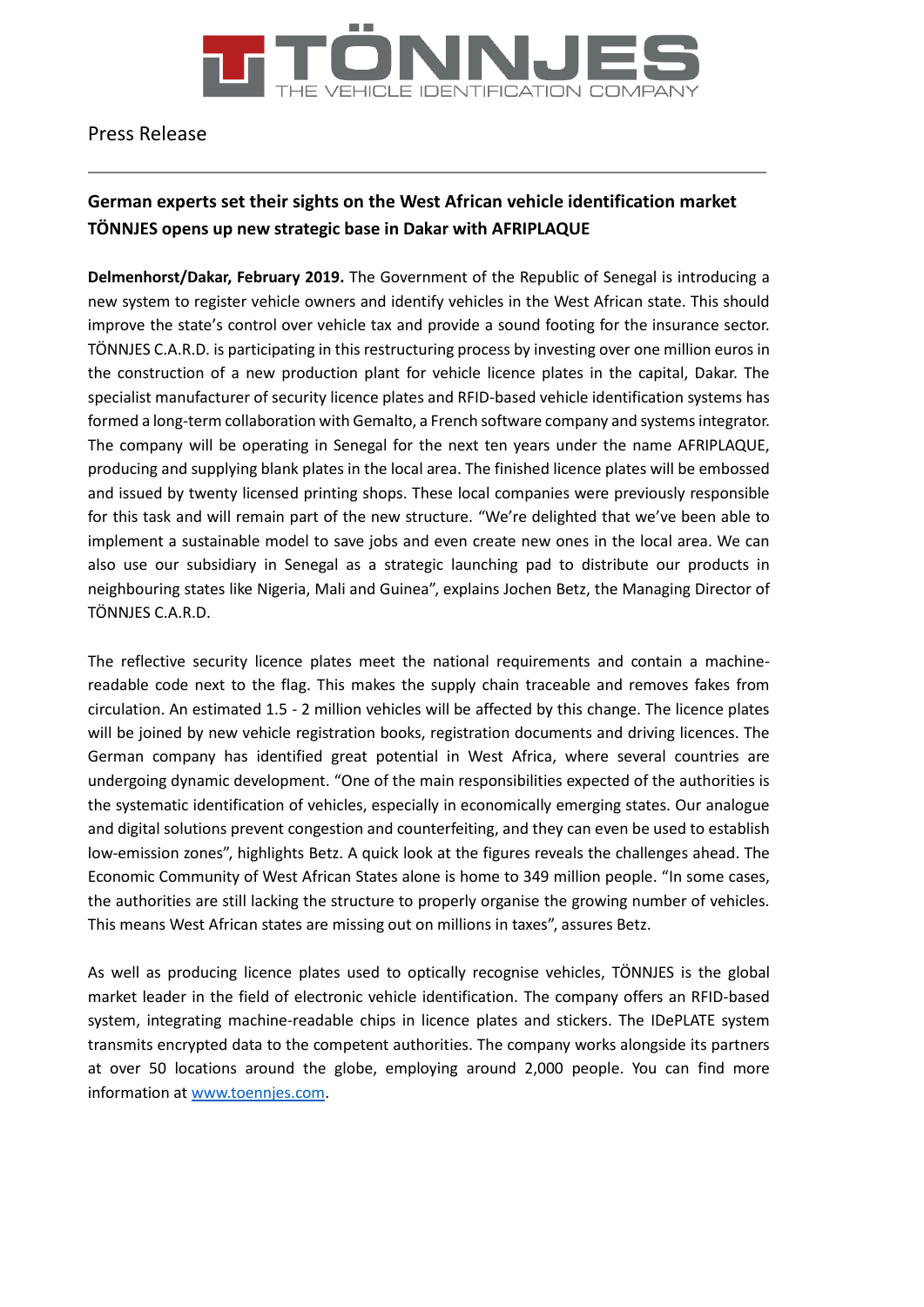Press Release

## German experts set their sights on the West African vehicle identification market
## TÖNNJES opens up new strategic base in Dakar with AFRIPLAQUE

**Delmenhorst/Dakar, February 2019.** The Government of the Republic of Senegal is introducing a new system to register vehicle owners and identify vehicles in the West African state. This should improve the state's control over vehicle tax and provide a sound footing for the insurance sector. TÖNNJES C.A.R.D. is participating in this restructuring process by investing over one million euros in the construction of a new production plant for vehicle licence plates in the capital, Dakar. The specialist manufacturer of security licence plates and RFID-based vehicle identification systems has formed a long-term collaboration with Gemalto, a French software company and systems integrator. The company will be operating in Senegal for the next ten years under the name AFRIPLAQUE, producing and supplying blank plates in the local area. The finished licence plates will be embossed and issued by twenty licensed printing shops. These local companies were previously responsible for this task and will remain part of the new structure. "We're delighted that we've been able to implement a sustainable model to save jobs and even create new ones in the local area. We can also use our subsidiary in Senegal as a strategic launching pad to distribute our products in neighbouring states like Nigeria, Mali and Guinea", explains Jochen Betz, the Managing Director of TÖNNJES C.A.R.D.

The reflective security licence plates meet the national requirements and contain a machine-readable code next to the flag. This makes the supply chain traceable and removes fakes from circulation. An estimated 1.5 - 2 million vehicles will be affected by this change. The licence plates will be joined by new vehicle registration books, registration documents and driving licences. The German company has identified great potential in West Africa, where several countries are undergoing dynamic development. "One of the main responsibilities expected of the authorities is the systematic identification of vehicles, especially in economically emerging states. Our analogue and digital solutions prevent congestion and counterfeiting, and they can even be used to establish low-emission zones", highlights Betz. A quick look at the figures reveals the challenges ahead. The Economic Community of West African States alone is home to 349 million people. "In some cases, the authorities are still lacking the structure to properly organise the growing number of vehicles. This means West African states are missing out on millions in taxes", assures Betz.

As well as producing licence plates used to optically recognise vehicles, TÖNNJES is the global market leader in the field of electronic vehicle identification. The company offers an RFID-based system, integrating machine-readable chips in licence plates and stickers. The IDePLATE system transmits encrypted data to the competent authorities. The company works alongside its partners at over 50 locations around the globe, employing around 2,000 people. You can find more information at [www.toennjes.com](http://www.toennjes.com).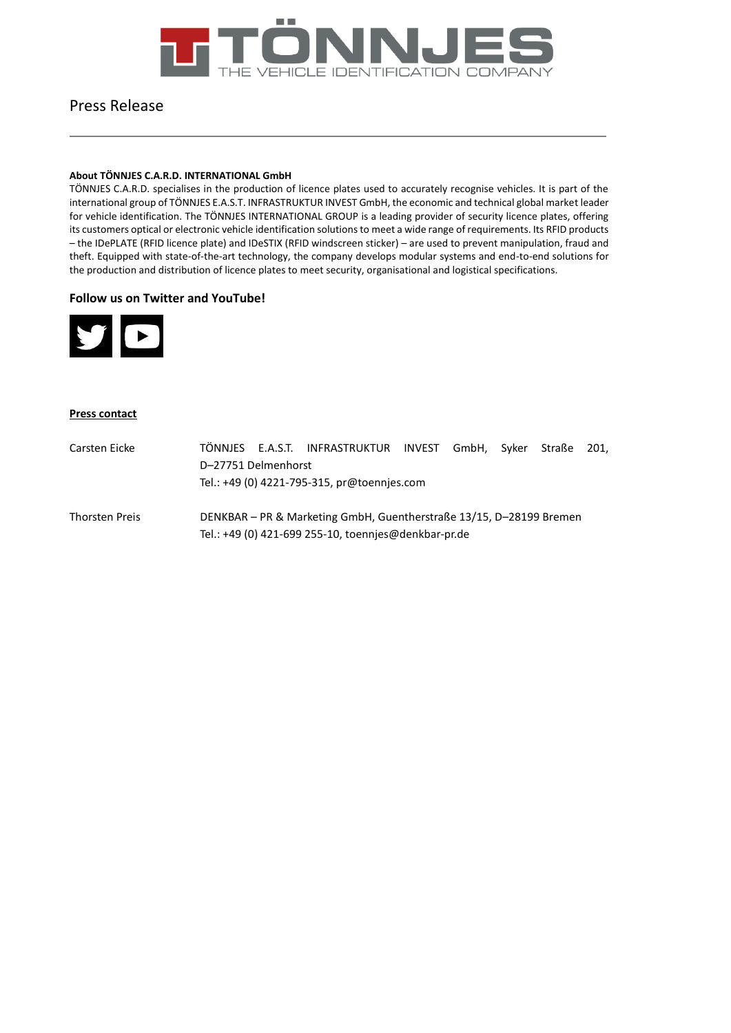Press Release

---

**About TÖNNJES C.A.R.D. INTERNATIONAL GmbH**

TÖNNJES C.A.R.D. specialises in the production of licence plates used to accurately recognise vehicles. It is part of the international group of TÖNNJES E.A.S.T. INFRASTRUKTUR INVEST GmbH, the economic and technical global market leader for vehicle identification. The TÖNNJES INTERNATIONAL GROUP is a leading provider of security licence plates, offering its customers optical or electronic vehicle identification solutions to meet a wide range of requirements. Its RFID products – the IDePLATE (RFID licence plate) and IDeSTIX (RFID windscreen sticker) – are used to prevent manipulation, fraud and theft. Equipped with state-of-the-art technology, the company develops modular systems and end-to-end solutions for the production and distribution of licence plates to meet security, organisational and logistical specifications.

**Follow us on Twitter and YouTube!**

**Press contact**

| | |
|---|---|
| Carsten Eicke | TÖNNJES E.A.S.T. INFRASTRUKTUR INVEST GmbH, Syker Straße 201, D–27751 Delmenhorst<br>Tel.: +49 (0) 4221-795-315, pr@toennjes.com |
| Thorsten Preis | DENKBAR – PR & Marketing GmbH, Guentherstraße 13/15, D–28199 Bremen<br>Tel.: +49 (0) 421-699 255-10, toennjes@denkbar-pr.de |